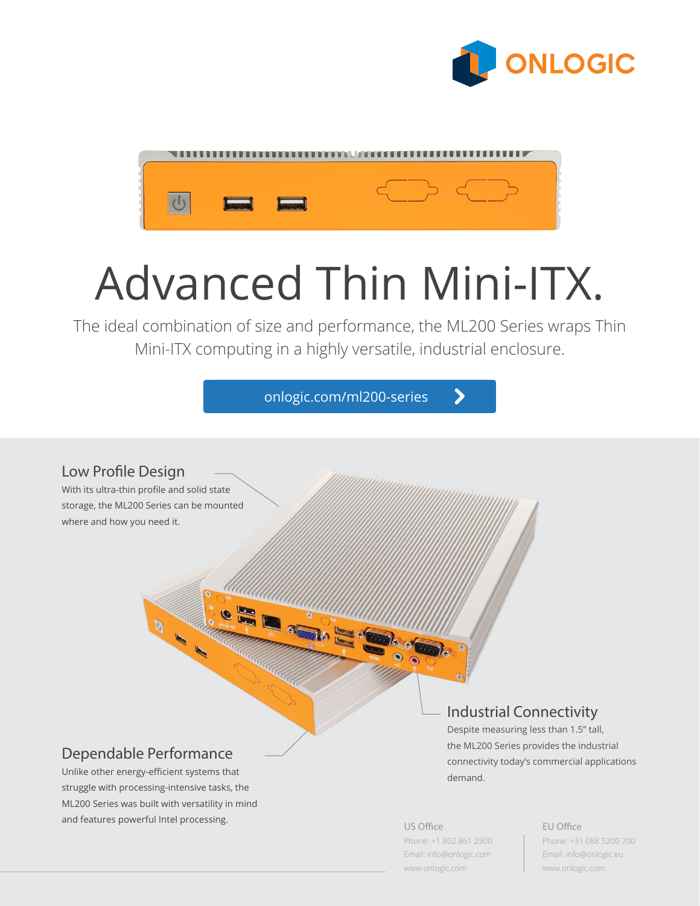ONLOGIC

# Advanced Thin Mini-ITX.

The ideal combination of size and performance, the ML200 Series wraps Thin Mini-ITX computing in a highly versatile, industrial enclosure.

onlogic.com/ml200-series

## Low Profile Design

With its ultra-thin profile and solid state storage, the ML200 Series can be mounted where and how you need it.

## Industrial Connectivity

Despite measuring less than 1.5" tall, the ML200 Series provides the industrial connectivity today's commercial applications demand.

## Dependable Performance

Unlike other energy-efficient systems that struggle with processing-intensive tasks, the ML200 Series was built with versatility in mind and features powerful Intel processing.

**US Office**
Phone: +1 802 861 2300
Email: info@onlogic.com
www.onlogic.com

**EU Office**
Phone: +31 088 5200 700
Email: info@onlogic.eu
www.onlogic.com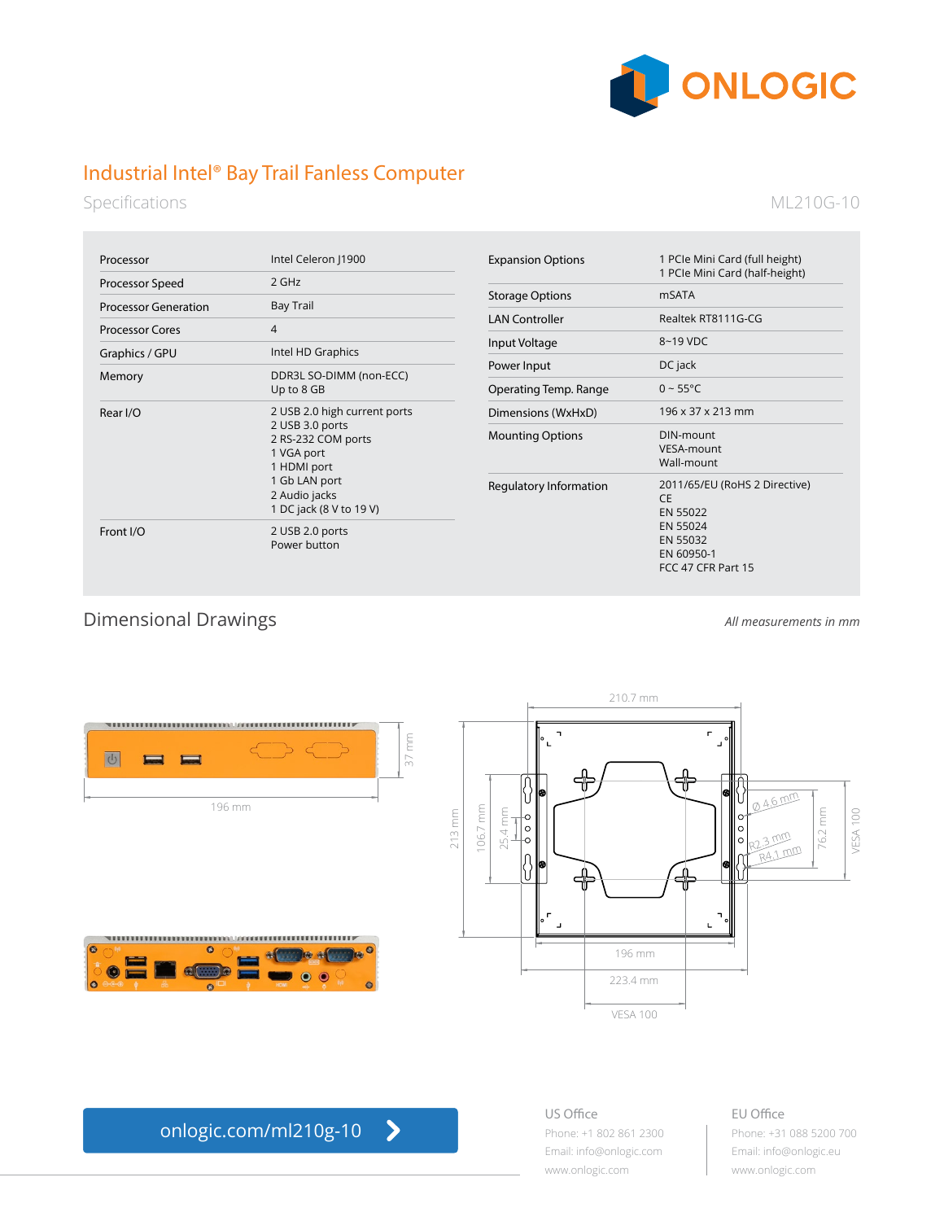# Industrial Intel® Bay Trail Fanless Computer

## Specifications

ML210G-10

| | |
|---|---|
| Processor | Intel Celeron J1900 |
| Processor Speed | 2 GHz |
| Processor Generation | Bay Trail |
| Processor Cores | 4 |
| Graphics / GPU | Intel HD Graphics |
| Memory | DDR3L SO-DIMM (non-ECC)<br>Up to 8 GB |
| Rear I/O | 2 USB 2.0 high current ports<br>2 USB 3.0 ports<br>2 RS-232 COM ports<br>1 VGA port<br>1 HDMI port<br>1 Gb LAN port<br>2 Audio jacks<br>1 DC jack (8 V to 19 V) |
| Front I/O | 2 USB 2.0 ports<br>Power button |
| Expansion Options | 1 PCIe Mini Card (full height)<br>1 PCIe Mini Card (half-height) |
| Storage Options | mSATA |
| LAN Controller | Realtek RT8111G-CG |
| Input Voltage | 8~19 VDC |
| Power Input | DC jack |
| Operating Temp. Range | 0 ~ 55°C |
| Dimensions (WxHxD) | 196 x 37 x 213 mm |
| Mounting Options | DIN-mount<br>VESA-mount<br>Wall-mount |
| Regulatory Information | 2011/65/EU (RoHS 2 Directive)<br>CE<br>EN 55022<br>EN 55024<br>EN 55032<br>EN 60950-1<br>FCC 47 CFR Part 15 |

## Dimensional Drawings

*All measurements in mm*

37 mm
196 mm

210.7 mm
213 mm
106.7 mm
25.4 mm
Ø 4.6 mm
R2.3 mm
R4.1 mm
76.2 mm
VESA 100
196 mm
223.4 mm
VESA 100

onlogic.com/ml210g-10

**US Office**
Phone: +1 802 861 2300
Email: info@onlogic.com
www.onlogic.com

**EU Office**
Phone: +31 088 5200 700
Email: info@onlogic.eu
www.onlogic.com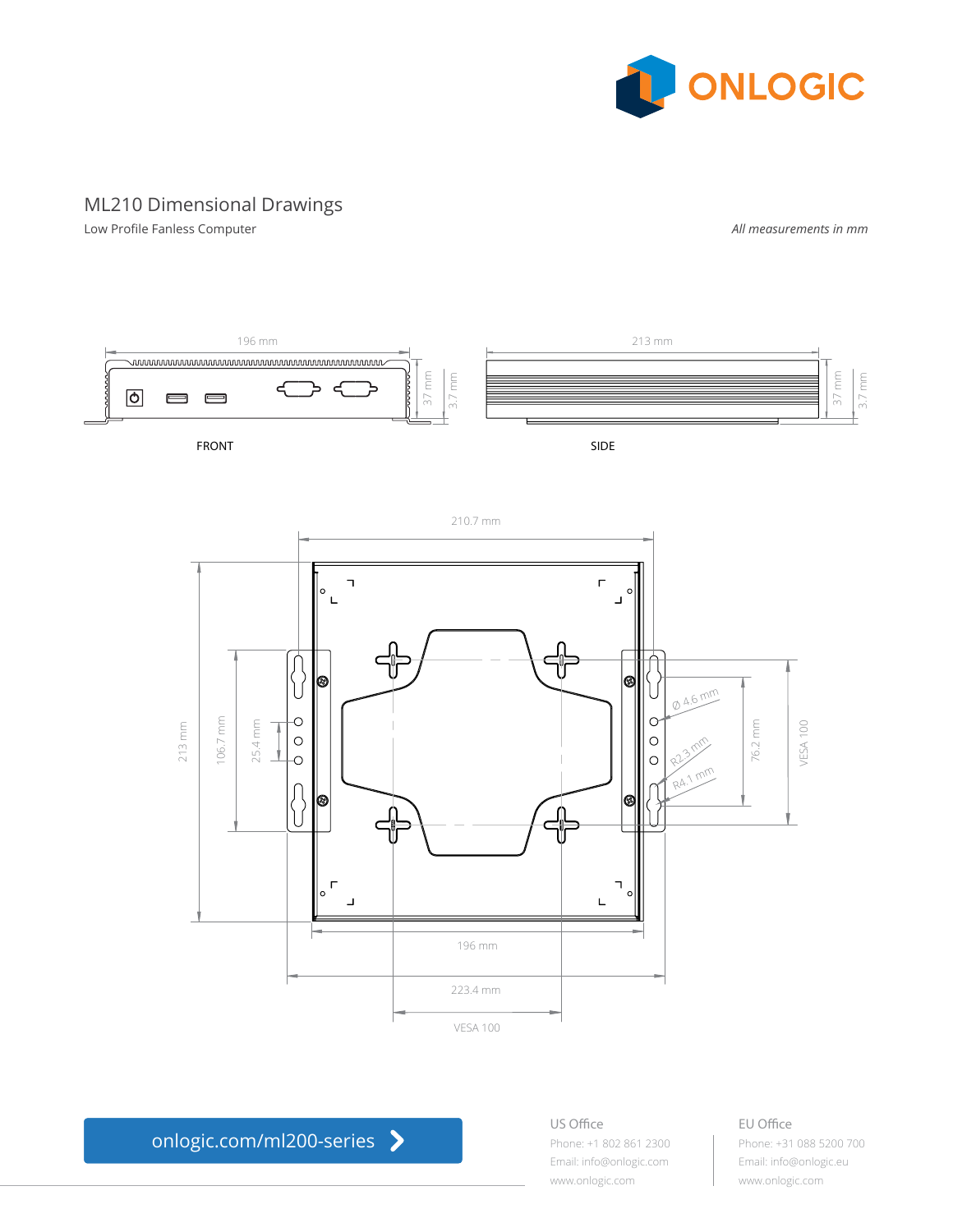# ML210 Dimensional Drawings

Low Profile Fanless Computer

*All measurements in mm*

196 mm

37 mm

3.7 mm

FRONT

213 mm

37 mm

3.7 mm

SIDE

210.7 mm

213 mm

106.7 mm

25.4 mm

Ø 4.6 mm

R2.3 mm

R4.1 mm

76.2 mm

VESA 100

196 mm

223.4 mm

VESA 100

onlogic.com/ml200-series

US Office
Phone: +1 802 861 2300
Email: info@onlogic.com
www.onlogic.com

EU Office
Phone: +31 088 5200 700
Email: info@onlogic.eu
www.onlogic.com